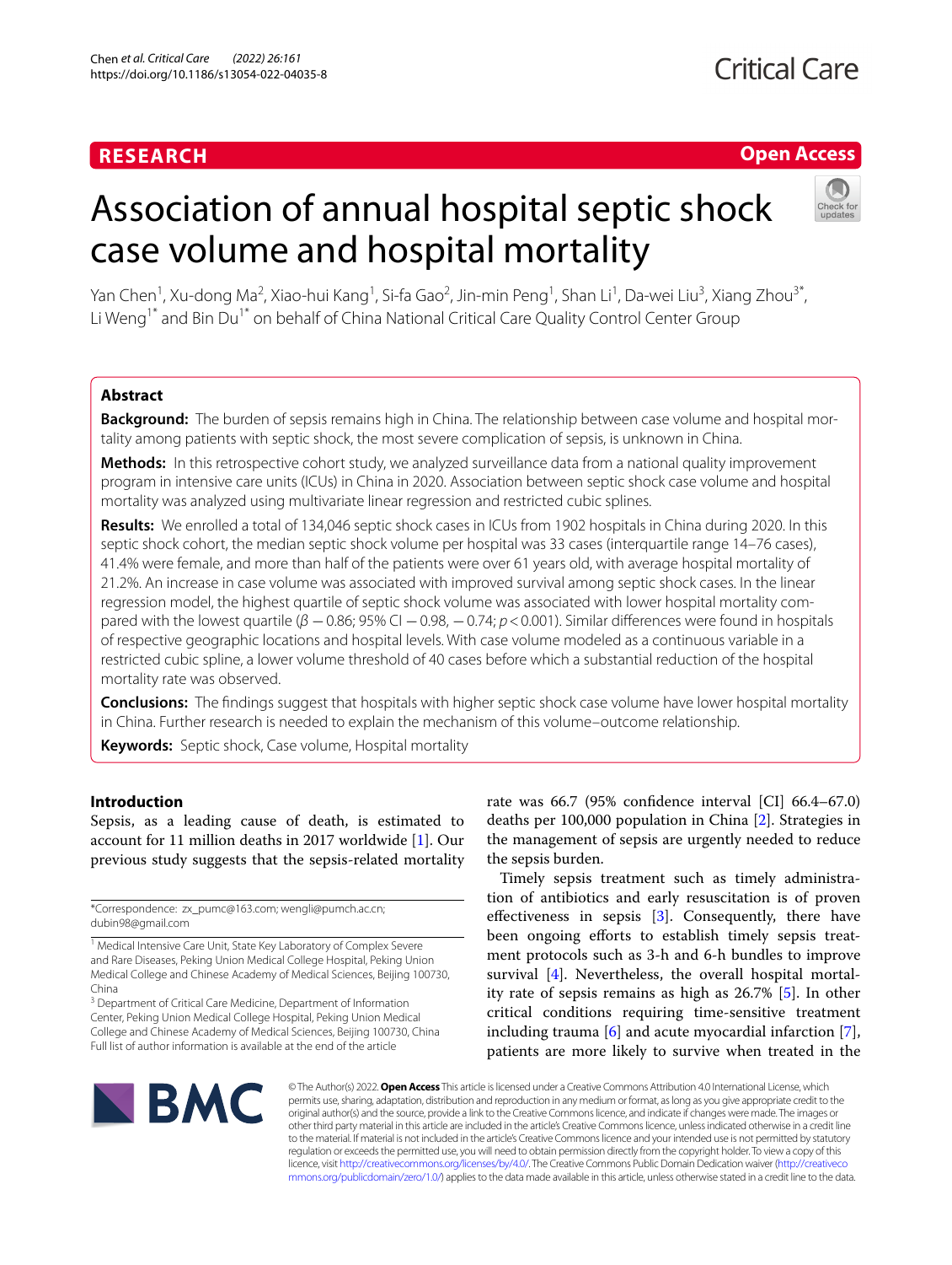RESEARCH

Open Access

# Association of annual hospital septic shock case volume and hospital mortality

Yan Chen[1], Xu-dong Ma[2], Xiao-hui Kang[1], Si-fa Gao[2], Jin-min Peng[1], Shan Li[1], Da-wei Liu[3], Xiang Zhou[3*], Li Weng[1*] and Bin Du[1*] on behalf of China National Critical Care Quality Control Center Group

## Abstract

**Background:** The burden of sepsis remains high in China. The relationship between case volume and hospital mortality among patients with septic shock, the most severe complication of sepsis, is unknown in China.

**Methods:** In this retrospective cohort study, we analyzed surveillance data from a national quality improvement program in intensive care units (ICUs) in China in 2020. Association between septic shock case volume and hospital mortality was analyzed using multivariate linear regression and restricted cubic splines.

**Results:** We enrolled a total of 134,046 septic shock cases in ICUs from 1902 hospitals in China during 2020. In this septic shock cohort, the median septic shock volume per hospital was 33 cases (interquartile range 14–76 cases), 41.4% were female, and more than half of the patients were over 61 years old, with average hospital mortality of 21.2%. An increase in case volume was associated with improved survival among septic shock cases. In the linear regression model, the highest quartile of septic shock volume was associated with lower hospital mortality compared with the lowest quartile ($\beta$ −0.86; 95% CI −0.98, −0.74; $p<0.001$). Similar differences were found in hospitals of respective geographic locations and hospital levels. With case volume modeled as a continuous variable in a restricted cubic spline, a lower volume threshold of 40 cases before which a substantial reduction of the hospital mortality rate was observed.

**Conclusions:** The findings suggest that hospitals with higher septic shock case volume have lower hospital mortality in China. Further research is needed to explain the mechanism of this volume–outcome relationship.

**Keywords:** Septic shock, Case volume, Hospital mortality

## Introduction

Sepsis, as a leading cause of death, is estimated to account for 11 million deaths in 2017 worldwide [1]. Our previous study suggests that the sepsis-related mortality rate was 66.7 (95% confidence interval [CI] 66.4–67.0) deaths per 100,000 population in China [2]. Strategies in the management of sepsis are urgently needed to reduce the sepsis burden.

Timely sepsis treatment such as timely administration of antibiotics and early resuscitation is of proven effectiveness in sepsis [3]. Consequently, there have been ongoing efforts to establish timely sepsis treatment protocols such as 3-h and 6-h bundles to improve survival [4]. Nevertheless, the overall hospital mortality rate of sepsis remains as high as 26.7% [5]. In other critical conditions requiring time-sensitive treatment including trauma [6] and acute myocardial infarction [7], patients are more likely to survive when treated in the

*Correspondence: zx_pumc@163.com; wengli@pumch.ac.cn; dubin98@gmail.com

[1] Medical Intensive Care Unit, State Key Laboratory of Complex Severe and Rare Diseases, Peking Union Medical College Hospital, Peking Union Medical College and Chinese Academy of Medical Sciences, Beijing 100730, China

[3] Department of Critical Care Medicine, Department of Information Center, Peking Union Medical College Hospital, Peking Union Medical College and Chinese Academy of Medical Sciences, Beijing 100730, China

Full list of author information is available at the end of the article

© The Author(s) 2022. **Open Access** This article is licensed under a Creative Commons Attribution 4.0 International License, which permits use, sharing, adaptation, distribution and reproduction in any medium or format, as long as you give appropriate credit to the original author(s) and the source, provide a link to the Creative Commons licence, and indicate if changes were made. The images or other third party material in this article are included in the article's Creative Commons licence, unless indicated otherwise in a credit line to the material. If material is not included in the article's Creative Commons licence and your intended use is not permitted by statutory regulation or exceeds the permitted use, you will need to obtain permission directly from the copyright holder. To view a copy of this licence, visit http://creativecommons.org/licenses/by/4.0/. The Creative Commons Public Domain Dedication waiver (http://creativecommons.org/publicdomain/zero/1.0/) applies to the data made available in this article, unless otherwise stated in a credit line to the data.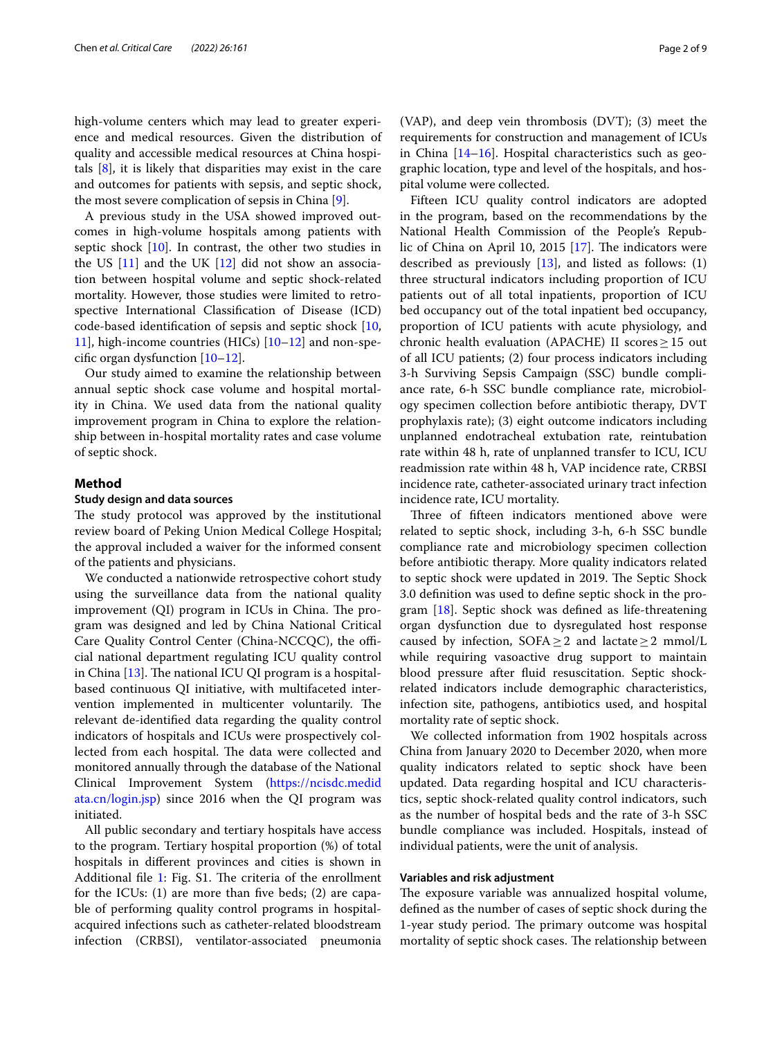high-volume centers which may lead to greater experience and medical resources. Given the distribution of quality and accessible medical resources at China hospitals [8], it is likely that disparities may exist in the care and outcomes for patients with sepsis, and septic shock, the most severe complication of sepsis in China [9].

A previous study in the USA showed improved outcomes in high-volume hospitals among patients with septic shock [10]. In contrast, the other two studies in the US [11] and the UK [12] did not show an association between hospital volume and septic shock-related mortality. However, those studies were limited to retrospective International Classification of Disease (ICD) code-based identification of sepsis and septic shock [10, 11], high-income countries (HICs) [10–12] and non-specific organ dysfunction [10–12].

Our study aimed to examine the relationship between annual septic shock case volume and hospital mortality in China. We used data from the national quality improvement program in China to explore the relationship between in-hospital mortality rates and case volume of septic shock.

## Method

### Study design and data sources

The study protocol was approved by the institutional review board of Peking Union Medical College Hospital; the approval included a waiver for the informed consent of the patients and physicians.

We conducted a nationwide retrospective cohort study using the surveillance data from the national quality improvement (QI) program in ICUs in China. The program was designed and led by China National Critical Care Quality Control Center (China-NCCQC), the official national department regulating ICU quality control in China [13]. The national ICU QI program is a hospital-based continuous QI initiative, with multifaceted intervention implemented in multicenter voluntarily. The relevant de-identified data regarding the quality control indicators of hospitals and ICUs were prospectively collected from each hospital. The data were collected and monitored annually through the database of the National Clinical Improvement System (https://ncisdc.medidata.cn/login.jsp) since 2016 when the QI program was initiated.

All public secondary and tertiary hospitals have access to the program. Tertiary hospital proportion (%) of total hospitals in different provinces and cities is shown in Additional file 1: Fig. S1. The criteria of the enrollment for the ICUs: (1) are more than five beds; (2) are capable of performing quality control programs in hospital-acquired infections such as catheter-related bloodstream infection (CRBSI), ventilator-associated pneumonia (VAP), and deep vein thrombosis (DVT); (3) meet the requirements for construction and management of ICUs in China [14–16]. Hospital characteristics such as geographic location, type and level of the hospitals, and hospital volume were collected.

Fifteen ICU quality control indicators are adopted in the program, based on the recommendations by the National Health Commission of the People's Republic of China on April 10, 2015 [17]. The indicators were described as previously [13], and listed as follows: (1) three structural indicators including proportion of ICU patients out of all total inpatients, proportion of ICU bed occupancy out of the total inpatient bed occupancy, proportion of ICU patients with acute physiology, and chronic health evaluation (APACHE) II scores ≥ 15 out of all ICU patients; (2) four process indicators including 3-h Surviving Sepsis Campaign (SSC) bundle compliance rate, 6-h SSC bundle compliance rate, microbiology specimen collection before antibiotic therapy, DVT prophylaxis rate); (3) eight outcome indicators including unplanned endotracheal extubation rate, reintubation rate within 48 h, rate of unplanned transfer to ICU, ICU readmission rate within 48 h, VAP incidence rate, CRBSI incidence rate, catheter-associated urinary tract infection incidence rate, ICU mortality.

Three of fifteen indicators mentioned above were related to septic shock, including 3-h, 6-h SSC bundle compliance rate and microbiology specimen collection before antibiotic therapy. More quality indicators related to septic shock were updated in 2019. The Septic Shock 3.0 definition was used to define septic shock in the program [18]. Septic shock was defined as life-threatening organ dysfunction due to dysregulated host response caused by infection, SOFA ≥ 2 and lactate ≥ 2 mmol/L while requiring vasoactive drug support to maintain blood pressure after fluid resuscitation. Septic shock-related indicators include demographic characteristics, infection site, pathogens, antibiotics used, and hospital mortality rate of septic shock.

We collected information from 1902 hospitals across China from January 2020 to December 2020, when more quality indicators related to septic shock have been updated. Data regarding hospital and ICU characteristics, septic shock-related quality control indicators, such as the number of hospital beds and the rate of 3-h SSC bundle compliance was included. Hospitals, instead of individual patients, were the unit of analysis.

### Variables and risk adjustment

The exposure variable was annualized hospital volume, defined as the number of cases of septic shock during the 1-year study period. The primary outcome was hospital mortality of septic shock cases. The relationship between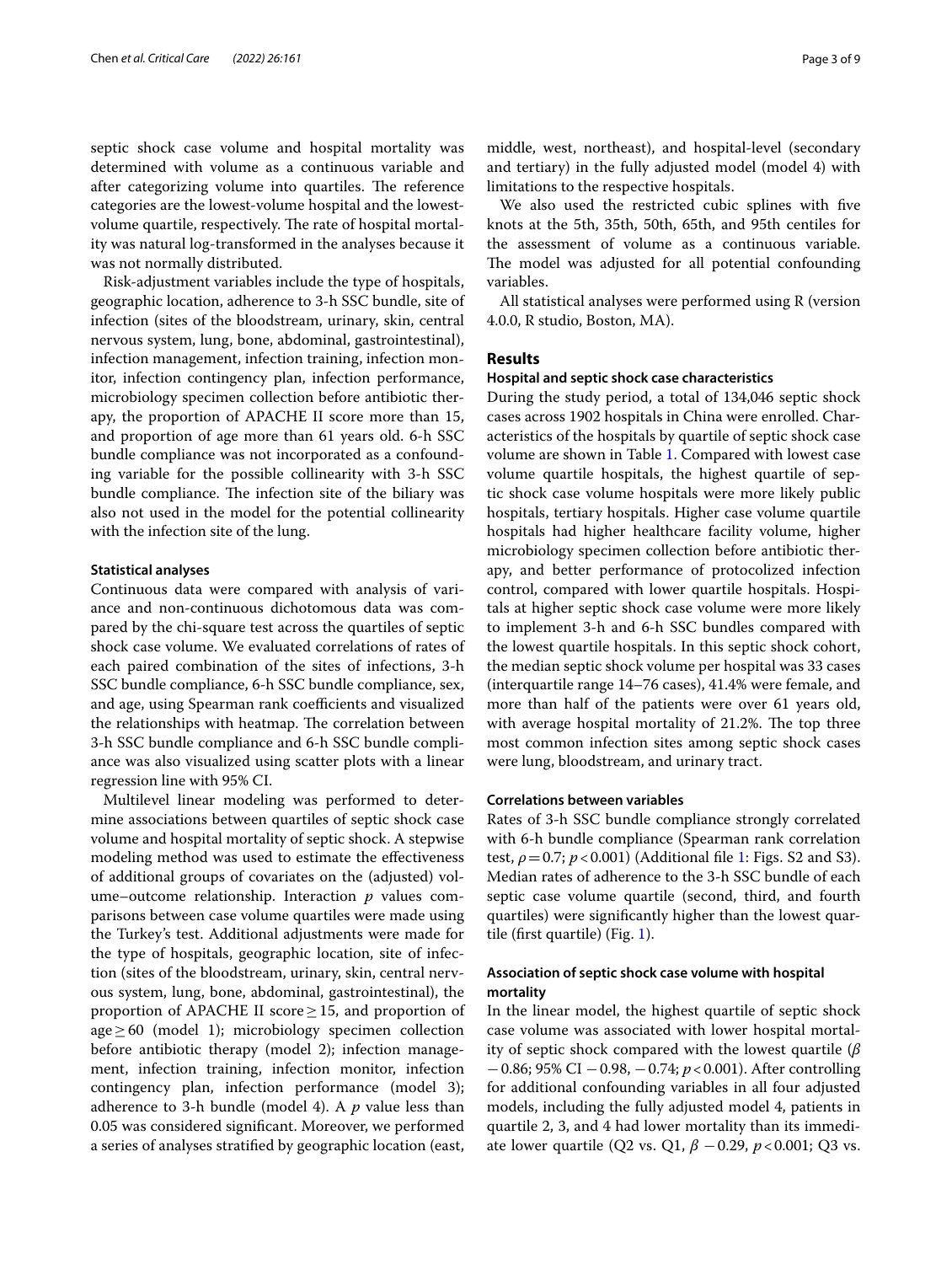septic shock case volume and hospital mortality was determined with volume as a continuous variable and after categorizing volume into quartiles. The reference categories are the lowest-volume hospital and the lowest-volume quartile, respectively. The rate of hospital mortality was natural log-transformed in the analyses because it was not normally distributed.

Risk-adjustment variables include the type of hospitals, geographic location, adherence to 3-h SSC bundle, site of infection (sites of the bloodstream, urinary, skin, central nervous system, lung, bone, abdominal, gastrointestinal), infection management, infection training, infection monitor, infection contingency plan, infection performance, microbiology specimen collection before antibiotic therapy, the proportion of APACHE II score more than 15, and proportion of age more than 61 years old. 6-h SSC bundle compliance was not incorporated as a confounding variable for the possible collinearity with 3-h SSC bundle compliance. The infection site of the biliary was also not used in the model for the potential collinearity with the infection site of the lung.

### Statistical analyses

Continuous data were compared with analysis of variance and non-continuous dichotomous data was compared by the chi-square test across the quartiles of septic shock case volume. We evaluated correlations of rates of each paired combination of the sites of infections, 3-h SSC bundle compliance, 6-h SSC bundle compliance, sex, and age, using Spearman rank coefficients and visualized the relationships with heatmap. The correlation between 3-h SSC bundle compliance and 6-h SSC bundle compliance was also visualized using scatter plots with a linear regression line with 95% CI.

Multilevel linear modeling was performed to determine associations between quartiles of septic shock case volume and hospital mortality of septic shock. A stepwise modeling method was used to estimate the effectiveness of additional groups of covariates on the (adjusted) volume–outcome relationship. Interaction $p$ values comparisons between case volume quartiles were made using the Turkey's test. Additional adjustments were made for the type of hospitals, geographic location, site of infection (sites of the bloodstream, urinary, skin, central nervous system, lung, bone, abdominal, gastrointestinal), the proportion of APACHE II score $\geq 15$, and proportion of age $\geq 60$ (model 1); microbiology specimen collection before antibiotic therapy (model 2); infection management, infection training, infection monitor, infection contingency plan, infection performance (model 3); adherence to 3-h bundle (model 4). A $p$ value less than 0.05 was considered significant. Moreover, we performed a series of analyses stratified by geographic location (east, middle, west, northeast), and hospital-level (secondary and tertiary) in the fully adjusted model (model 4) with limitations to the respective hospitals.

We also used the restricted cubic splines with five knots at the 5th, 35th, 50th, 65th, and 95th centiles for the assessment of volume as a continuous variable. The model was adjusted for all potential confounding variables.

All statistical analyses were performed using R (version 4.0.0, R studio, Boston, MA).

## Results

### Hospital and septic shock case characteristics

During the study period, a total of 134,046 septic shock cases across 1902 hospitals in China were enrolled. Characteristics of the hospitals by quartile of septic shock case volume are shown in Table 1. Compared with lowest case volume quartile hospitals, the highest quartile of septic shock case volume hospitals were more likely public hospitals, tertiary hospitals. Higher case volume quartile hospitals had higher healthcare facility volume, higher microbiology specimen collection before antibiotic therapy, and better performance of protocolized infection control, compared with lower quartile hospitals. Hospitals at higher septic shock case volume were more likely to implement 3-h and 6-h SSC bundles compared with the lowest quartile hospitals. In this septic shock cohort, the median septic shock volume per hospital was 33 cases (interquartile range 14–76 cases), 41.4% were female, and more than half of the patients were over 61 years old, with average hospital mortality of 21.2%. The top three most common infection sites among septic shock cases were lung, bloodstream, and urinary tract.

### Correlations between variables

Rates of 3-h SSC bundle compliance strongly correlated with 6-h bundle compliance (Spearman rank correlation test, $\rho = 0.7$; $p < 0.001$) (Additional file 1: Figs. S2 and S3). Median rates of adherence to the 3-h SSC bundle of each septic case volume quartile (second, third, and fourth quartiles) were significantly higher than the lowest quartile (first quartile) (Fig. 1).

### Association of septic shock case volume with hospital mortality

In the linear model, the highest quartile of septic shock case volume was associated with lower hospital mortality of septic shock compared with the lowest quartile ($\beta$ −0.86; 95% CI −0.98, −0.74; $p < 0.001$). After controlling for additional confounding variables in all four adjusted models, including the fully adjusted model 4, patients in quartile 2, 3, and 4 had lower mortality than its immediate lower quartile (Q2 vs. Q1, $\beta$ −0.29, $p < 0.001$; Q3 vs.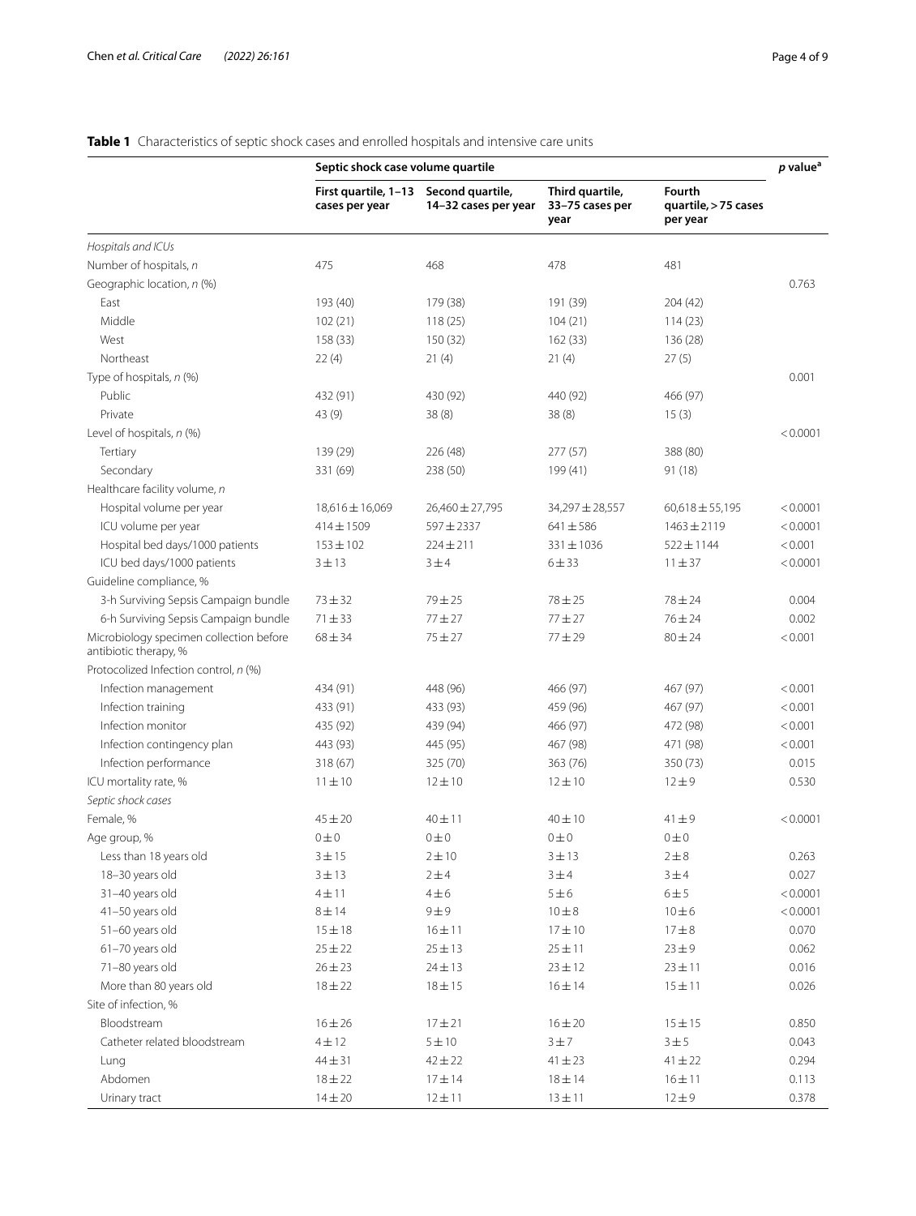**Table 1** Characteristics of septic shock cases and enrolled hospitals and intensive care units

| | Septic shock case volume quartile | | | | *p* value[a] |
|---|---|---|---|---|---|
| | First quartile, 1–13 cases per year | Second quartile, 14–32 cases per year | Third quartile, 33–75 cases per year | Fourth quartile, > 75 cases per year | |
| *Hospitals and ICUs* | | | | | |
| Number of hospitals, *n* | 475 | 468 | 478 | 481 | |
| Geographic location, *n* (%) | | | | | 0.763 |
| East | 193 (40) | 179 (38) | 191 (39) | 204 (42) | |
| Middle | 102 (21) | 118 (25) | 104 (21) | 114 (23) | |
| West | 158 (33) | 150 (32) | 162 (33) | 136 (28) | |
| Northeast | 22 (4) | 21 (4) | 21 (4) | 27 (5) | |
| Type of hospitals, *n* (%) | | | | | 0.001 |
| Public | 432 (91) | 430 (92) | 440 (92) | 466 (97) | |
| Private | 43 (9) | 38 (8) | 38 (8) | 15 (3) | |
| Level of hospitals, *n* (%) | | | | | < 0.0001 |
| Tertiary | 139 (29) | 226 (48) | 277 (57) | 388 (80) | |
| Secondary | 331 (69) | 238 (50) | 199 (41) | 91 (18) | |
| Healthcare facility volume, *n* | | | | | |
| Hospital volume per year | 18,616 ± 16,069 | 26,460 ± 27,795 | 34,297 ± 28,557 | 60,618 ± 55,195 | < 0.0001 |
| ICU volume per year | 414 ± 1509 | 597 ± 2337 | 641 ± 586 | 1463 ± 2119 | < 0.0001 |
| Hospital bed days/1000 patients | 153 ± 102 | 224 ± 211 | 331 ± 1036 | 522 ± 1144 | < 0.001 |
| ICU bed days/1000 patients | 3 ± 13 | 3 ± 4 | 6 ± 33 | 11 ± 37 | < 0.0001 |
| Guideline compliance, % | | | | | |
| 3-h Surviving Sepsis Campaign bundle | 73 ± 32 | 79 ± 25 | 78 ± 25 | 78 ± 24 | 0.004 |
| 6-h Surviving Sepsis Campaign bundle | 71 ± 33 | 77 ± 27 | 77 ± 27 | 76 ± 24 | 0.002 |
| Microbiology specimen collection before antibiotic therapy, % | 68 ± 34 | 75 ± 27 | 77 ± 29 | 80 ± 24 | < 0.001 |
| Protocolized Infection control, *n* (%) | | | | | |
| Infection management | 434 (91) | 448 (96) | 466 (97) | 467 (97) | < 0.001 |
| Infection training | 433 (91) | 433 (93) | 459 (96) | 467 (97) | < 0.001 |
| Infection monitor | 435 (92) | 439 (94) | 466 (97) | 472 (98) | < 0.001 |
| Infection contingency plan | 443 (93) | 445 (95) | 467 (98) | 471 (98) | < 0.001 |
| Infection performance | 318 (67) | 325 (70) | 363 (76) | 350 (73) | 0.015 |
| ICU mortality rate, % | 11 ± 10 | 12 ± 10 | 12 ± 10 | 12 ± 9 | 0.530 |
| *Septic shock cases* | | | | | |
| Female, % | 45 ± 20 | 40 ± 11 | 40 ± 10 | 41 ± 9 | < 0.0001 |
| Age group, % | 0 ± 0 | 0 ± 0 | 0 ± 0 | 0 ± 0 | |
| Less than 18 years old | 3 ± 15 | 2 ± 10 | 3 ± 13 | 2 ± 8 | 0.263 |
| 18–30 years old | 3 ± 13 | 2 ± 4 | 3 ± 4 | 3 ± 4 | 0.027 |
| 31–40 years old | 4 ± 11 | 4 ± 6 | 5 ± 6 | 6 ± 5 | < 0.0001 |
| 41–50 years old | 8 ± 14 | 9 ± 9 | 10 ± 8 | 10 ± 6 | < 0.0001 |
| 51–60 years old | 15 ± 18 | 16 ± 11 | 17 ± 10 | 17 ± 8 | 0.070 |
| 61–70 years old | 25 ± 22 | 25 ± 13 | 25 ± 11 | 23 ± 9 | 0.062 |
| 71–80 years old | 26 ± 23 | 24 ± 13 | 23 ± 12 | 23 ± 11 | 0.016 |
| More than 80 years old | 18 ± 22 | 18 ± 15 | 16 ± 14 | 15 ± 11 | 0.026 |
| Site of infection, % | | | | | |
| Bloodstream | 16 ± 26 | 17 ± 21 | 16 ± 20 | 15 ± 15 | 0.850 |
| Catheter related bloodstream | 4 ± 12 | 5 ± 10 | 3 ± 7 | 3 ± 5 | 0.043 |
| Lung | 44 ± 31 | 42 ± 22 | 41 ± 23 | 41 ± 22 | 0.294 |
| Abdomen | 18 ± 22 | 17 ± 14 | 18 ± 14 | 16 ± 11 | 0.113 |
| Urinary tract | 14 ± 20 | 12 ± 11 | 13 ± 11 | 12 ± 9 | 0.378 |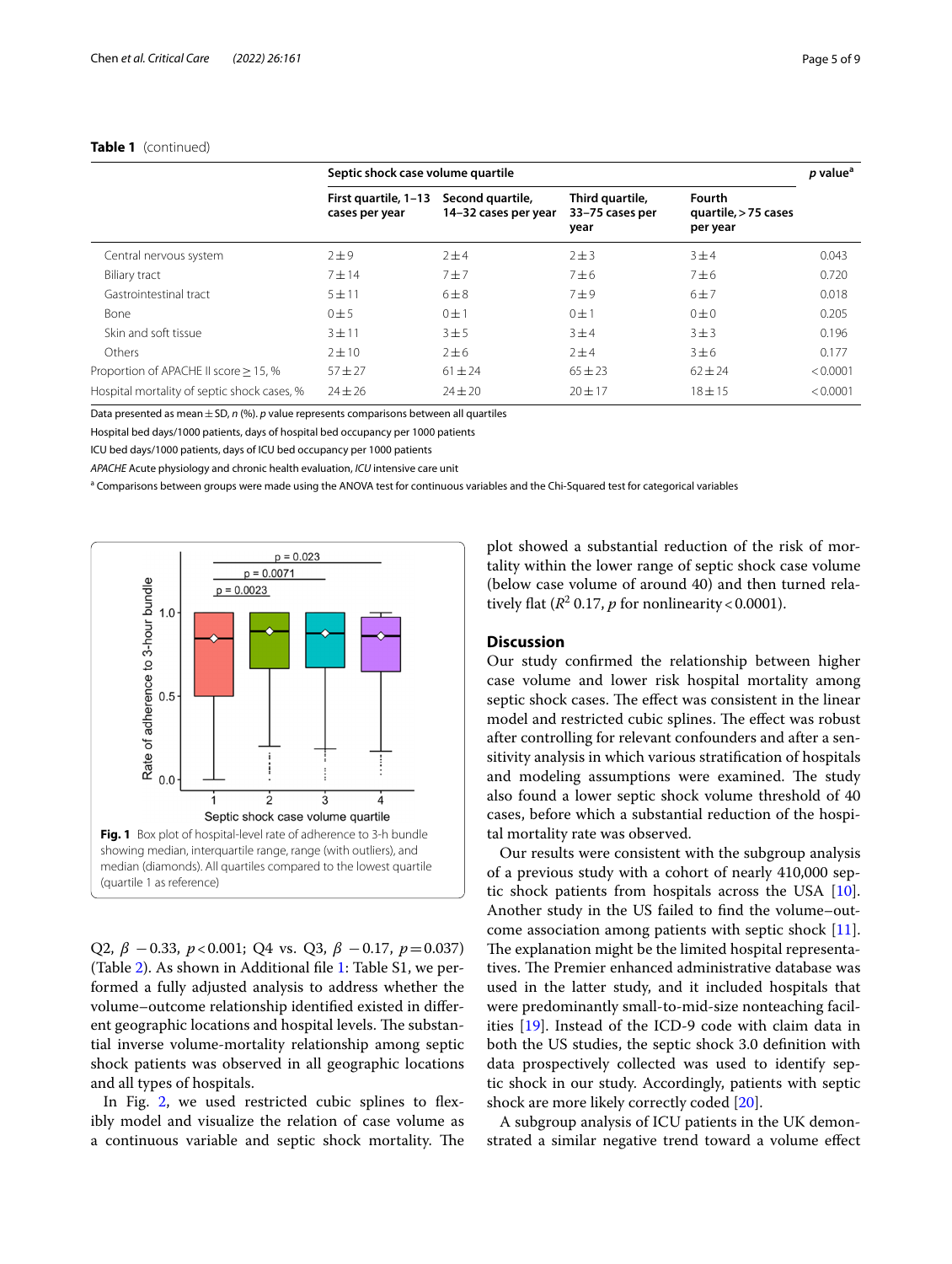**Table 1** (continued)

| | Septic shock case volume quartile | | | | p value[a] |
|---|---|---|---|---|---|
| | First quartile, 1–13 cases per year | Second quartile, 14–32 cases per year | Third quartile, 33–75 cases per year | Fourth quartile, > 75 cases per year | |
| Central nervous system | 2 ± 9 | 2 ± 4 | 2 ± 3 | 3 ± 4 | 0.043 |
| Biliary tract | 7 ± 14 | 7 ± 7 | 7 ± 6 | 7 ± 6 | 0.720 |
| Gastrointestinal tract | 5 ± 11 | 6 ± 8 | 7 ± 9 | 6 ± 7 | 0.018 |
| Bone | 0 ± 5 | 0 ± 1 | 0 ± 1 | 0 ± 0 | 0.205 |
| Skin and soft tissue | 3 ± 11 | 3 ± 5 | 3 ± 4 | 3 ± 3 | 0.196 |
| Others | 2 ± 10 | 2 ± 6 | 2 ± 4 | 3 ± 6 | 0.177 |
| Proportion of APACHE II score ≥ 15, % | 57 ± 27 | 61 ± 24 | 65 ± 23 | 62 ± 24 | < 0.0001 |
| Hospital mortality of septic shock cases, % | 24 ± 26 | 24 ± 20 | 20 ± 17 | 18 ± 15 | < 0.0001 |

Data presented as mean ± SD, *n* (%). *p* value represents comparisons between all quartiles

Hospital bed days/1000 patients, days of hospital bed occupancy per 1000 patients

ICU bed days/1000 patients, days of ICU bed occupancy per 1000 patients

*APACHE* Acute physiology and chronic health evaluation, *ICU* intensive care unit

[a] Comparisons between groups were made using the ANOVA test for continuous variables and the Chi-Squared test for categorical variables

**Fig. 1** Box plot of hospital-level rate of adherence to 3-h bundle showing median, interquartile range, range (with outliers), and median (diamonds). All quartiles compared to the lowest quartile (quartile 1 as reference)

Q2, $\beta$ −0.33, $p < 0.001$; Q4 vs. Q3, $\beta$ −0.17, $p = 0.037$) (Table 2). As shown in Additional file 1: Table S1, we performed a fully adjusted analysis to address whether the volume–outcome relationship identified existed in different geographic locations and hospital levels. The substantial inverse volume-mortality relationship among septic shock patients was observed in all geographic locations and all types of hospitals.

In Fig. 2, we used restricted cubic splines to flexibly model and visualize the relation of case volume as a continuous variable and septic shock mortality. The plot showed a substantial reduction of the risk of mortality within the lower range of septic shock case volume (below case volume of around 40) and then turned relatively flat ($R^2$ 0.17, *p* for nonlinearity < 0.0001).

## Discussion

Our study confirmed the relationship between higher case volume and lower risk hospital mortality among septic shock cases. The effect was consistent in the linear model and restricted cubic splines. The effect was robust after controlling for relevant confounders and after a sensitivity analysis in which various stratification of hospitals and modeling assumptions were examined. The study also found a lower septic shock volume threshold of 40 cases, before which a substantial reduction of the hospital mortality rate was observed.

Our results were consistent with the subgroup analysis of a previous study with a cohort of nearly 410,000 septic shock patients from hospitals across the USA [10]. Another study in the US failed to find the volume–outcome association among patients with septic shock [11]. The explanation might be the limited hospital representatives. The Premier enhanced administrative database was used in the latter study, and it included hospitals that were predominantly small-to-mid-size nonteaching facilities [19]. Instead of the ICD-9 code with claim data in both the US studies, the septic shock 3.0 definition with data prospectively collected was used to identify septic shock in our study. Accordingly, patients with septic shock are more likely correctly coded [20].

A subgroup analysis of ICU patients in the UK demonstrated a similar negative trend toward a volume effect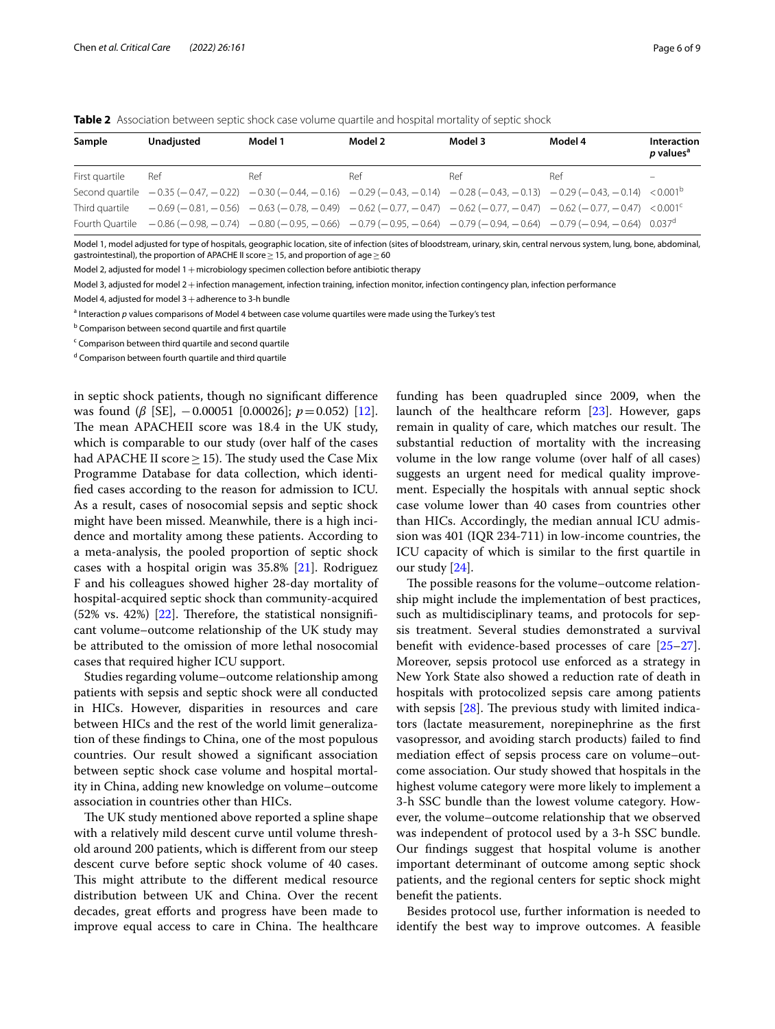**Table 2** Association between septic shock case volume quartile and hospital mortality of septic shock

| Sample | Unadjusted | Model 1 | Model 2 | Model 3 | Model 4 | Interaction *p* values[a] |
|---|---|---|---|---|---|---|
| First quartile | Ref | Ref | Ref | Ref | Ref | – |
| Second quartile | −0.35 (−0.47, −0.22) | −0.30 (−0.44, −0.16) | −0.29 (−0.43, −0.14) | −0.28 (−0.43, −0.13) | −0.29 (−0.43, −0.14) | <0.001[b] |
| Third quartile | −0.69 (−0.81, −0.56) | −0.63 (−0.78, −0.49) | −0.62 (−0.77, −0.47) | −0.62 (−0.77, −0.47) | −0.62 (−0.77, −0.47) | <0.001[c] |
| Fourth Quartile | −0.86 (−0.98, −0.74) | −0.80 (−0.95, −0.66) | −0.79 (−0.95, −0.64) | −0.79 (−0.94, −0.64) | −0.79 (−0.94, −0.64) | 0.037[d] |

Model 1, model adjusted for type of hospitals, geographic location, site of infection (sites of bloodstream, urinary, skin, central nervous system, lung, bone, abdominal, gastrointestinal), the proportion of APACHE II score ≥ 15, and proportion of age ≥ 60

Model 2, adjusted for model 1 + microbiology specimen collection before antibiotic therapy

Model 3, adjusted for model 2 + infection management, infection training, infection monitor, infection contingency plan, infection performance

Model 4, adjusted for model 3 + adherence to 3-h bundle

[a] Interaction *p* values comparisons of Model 4 between case volume quartiles were made using the Turkey's test

[b] Comparison between second quartile and first quartile

[c] Comparison between third quartile and second quartile

[d] Comparison between fourth quartile and third quartile

in septic shock patients, though no significant difference was found ($\beta$ [SE], −0.00051 [0.00026]; $p = 0.052$) [12]. The mean APACHEII score was 18.4 in the UK study, which is comparable to our study (over half of the cases had APACHE II score ≥ 15). The study used the Case Mix Programme Database for data collection, which identified cases according to the reason for admission to ICU. As a result, cases of nosocomial sepsis and septic shock might have been missed. Meanwhile, there is a high incidence and mortality among these patients. According to a meta-analysis, the pooled proportion of septic shock cases with a hospital origin was 35.8% [21]. Rodriguez F and his colleagues showed higher 28-day mortality of hospital-acquired septic shock than community-acquired (52% vs. 42%) [22]. Therefore, the statistical nonsignificant volume–outcome relationship of the UK study may be attributed to the omission of more lethal nosocomial cases that required higher ICU support.

Studies regarding volume–outcome relationship among patients with sepsis and septic shock were all conducted in HICs. However, disparities in resources and care between HICs and the rest of the world limit generalization of these findings to China, one of the most populous countries. Our result showed a significant association between septic shock case volume and hospital mortality in China, adding new knowledge on volume–outcome association in countries other than HICs.

The UK study mentioned above reported a spline shape with a relatively mild descent curve until volume threshold around 200 patients, which is different from our steep descent curve before septic shock volume of 40 cases. This might attribute to the different medical resource distribution between UK and China. Over the recent decades, great efforts and progress have been made to improve equal access to care in China. The healthcare funding has been quadrupled since 2009, when the launch of the healthcare reform [23]. However, gaps remain in quality of care, which matches our result. The substantial reduction of mortality with the increasing volume in the low range volume (over half of all cases) suggests an urgent need for medical quality improvement. Especially the hospitals with annual septic shock case volume lower than 40 cases from countries other than HICs. Accordingly, the median annual ICU admission was 401 (IQR 234-711) in low-income countries, the ICU capacity of which is similar to the first quartile in our study [24].

The possible reasons for the volume–outcome relationship might include the implementation of best practices, such as multidisciplinary teams, and protocols for sepsis treatment. Several studies demonstrated a survival benefit with evidence-based processes of care [25–27]. Moreover, sepsis protocol use enforced as a strategy in New York State also showed a reduction rate of death in hospitals with protocolized sepsis care among patients with sepsis [28]. The previous study with limited indicators (lactate measurement, norepinephrine as the first vasopressor, and avoiding starch products) failed to find mediation effect of sepsis process care on volume–outcome association. Our study showed that hospitals in the highest volume category were more likely to implement a 3-h SSC bundle than the lowest volume category. However, the volume–outcome relationship that we observed was independent of protocol used by a 3-h SSC bundle. Our findings suggest that hospital volume is another important determinant of outcome among septic shock patients, and the regional centers for septic shock might benefit the patients.

Besides protocol use, further information is needed to identify the best way to improve outcomes. A feasible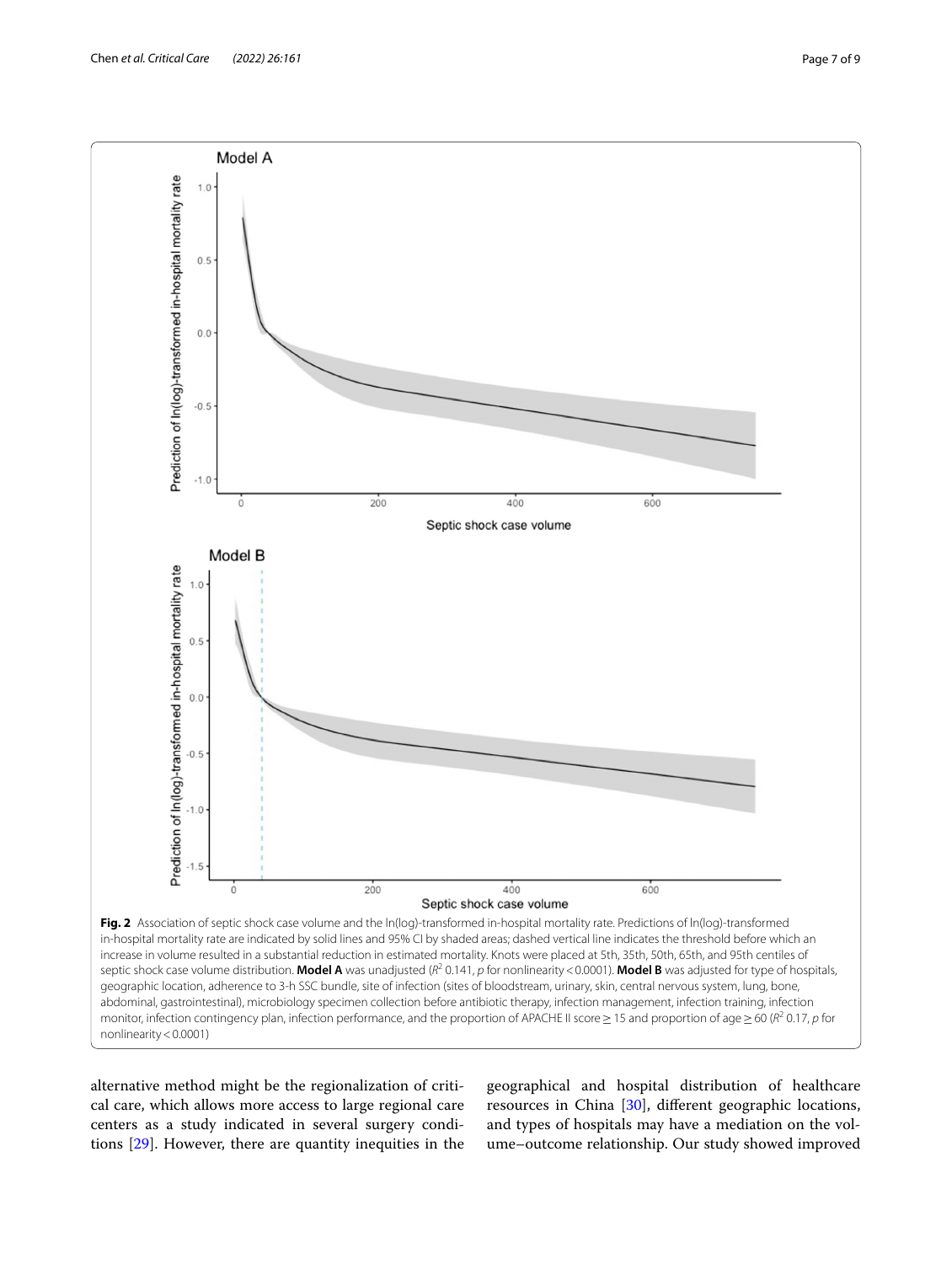Fig. 2 Association of septic shock case volume and the ln(log)-transformed in-hospital mortality rate. Predictions of ln(log)-transformed in-hospital mortality rate are indicated by solid lines and 95% CI by shaded areas; dashed vertical line indicates the threshold before which an increase in volume resulted in a substantial reduction in estimated mortality. Knots were placed at 5th, 35th, 50th, 65th, and 95th centiles of septic shock case volume distribution. **Model A** was unadjusted ($R^2$ 0.141, $p$ for nonlinearity < 0.0001). **Model B** was adjusted for type of hospitals, geographic location, adherence to 3-h SSC bundle, site of infection (sites of bloodstream, urinary, skin, central nervous system, lung, bone, abdominal, gastrointestinal), microbiology specimen collection before antibiotic therapy, infection management, infection training, infection monitor, infection contingency plan, infection performance, and the proportion of APACHE II score ≥ 15 and proportion of age ≥ 60 ($R^2$ 0.17, $p$ for nonlinearity < 0.0001)

alternative method might be the regionalization of critical care, which allows more access to large regional care centers as a study indicated in several surgery conditions [29]. However, there are quantity inequities in the geographical and hospital distribution of healthcare resources in China [30], different geographic locations, and types of hospitals may have a mediation on the volume–outcome relationship. Our study showed improved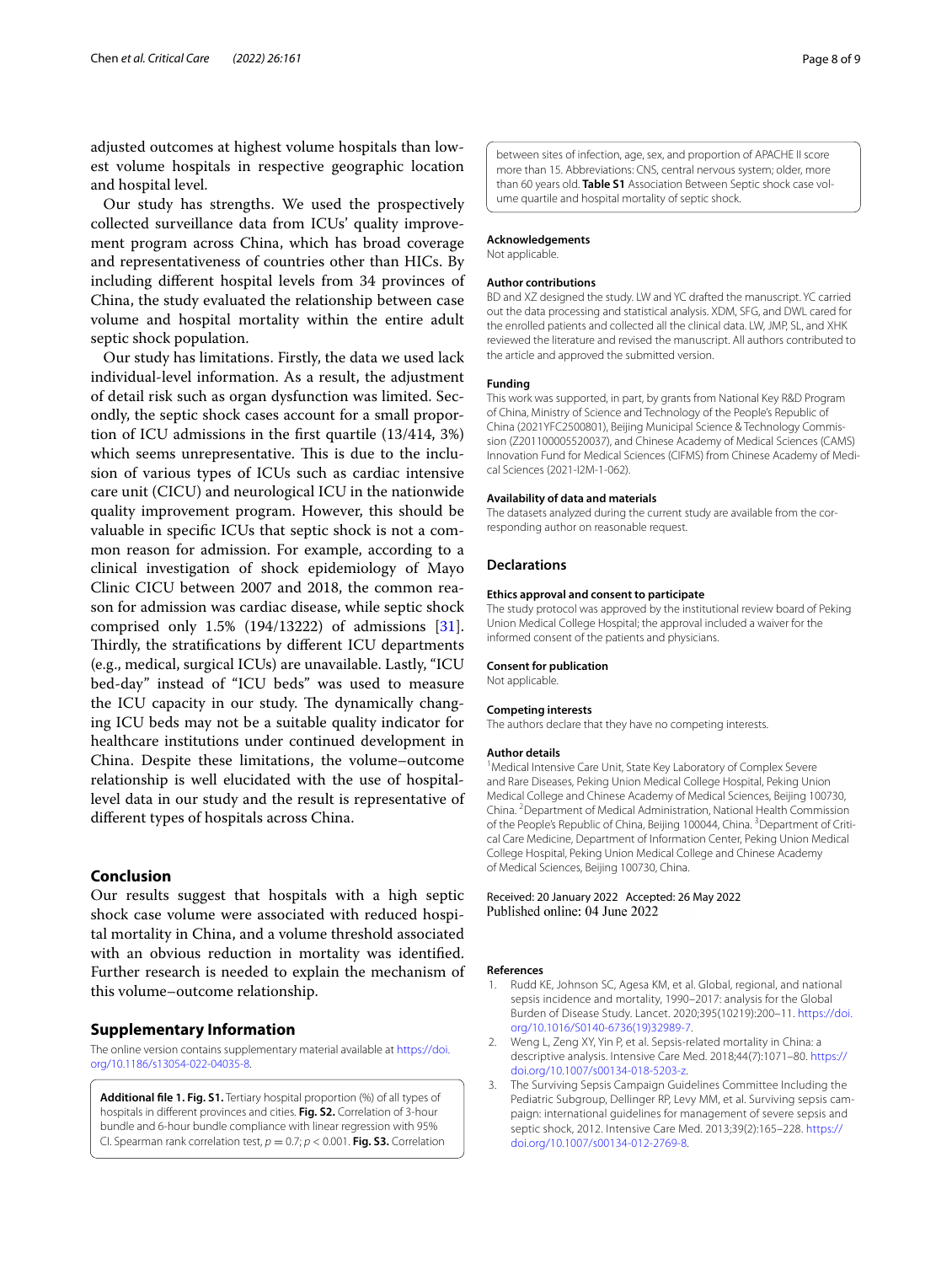adjusted outcomes at highest volume hospitals than lowest volume hospitals in respective geographic location and hospital level.

Our study has strengths. We used the prospectively collected surveillance data from ICUs' quality improvement program across China, which has broad coverage and representativeness of countries other than HICs. By including different hospital levels from 34 provinces of China, the study evaluated the relationship between case volume and hospital mortality within the entire adult septic shock population.

Our study has limitations. Firstly, the data we used lack individual-level information. As a result, the adjustment of detail risk such as organ dysfunction was limited. Secondly, the septic shock cases account for a small proportion of ICU admissions in the first quartile (13/414, 3%) which seems unrepresentative. This is due to the inclusion of various types of ICUs such as cardiac intensive care unit (CICU) and neurological ICU in the nationwide quality improvement program. However, this should be valuable in specific ICUs that septic shock is not a common reason for admission. For example, according to a clinical investigation of shock epidemiology of Mayo Clinic CICU between 2007 and 2018, the common reason for admission was cardiac disease, while septic shock comprised only 1.5% (194/13222) of admissions [31]. Thirdly, the stratifications by different ICU departments (e.g., medical, surgical ICUs) are unavailable. Lastly, "ICU bed-day" instead of "ICU beds" was used to measure the ICU capacity in our study. The dynamically changing ICU beds may not be a suitable quality indicator for healthcare institutions under continued development in China. Despite these limitations, the volume–outcome relationship is well elucidated with the use of hospital-level data in our study and the result is representative of different types of hospitals across China.

## Conclusion

Our results suggest that hospitals with a high septic shock case volume were associated with reduced hospital mortality in China, and a volume threshold associated with an obvious reduction in mortality was identified. Further research is needed to explain the mechanism of this volume–outcome relationship.

## Supplementary Information

The online version contains supplementary material available at https://doi.org/10.1186/s13054-022-04035-8.

> **Additional file 1. Fig. S1.** Tertiary hospital proportion (%) of all types of hospitals in different provinces and cities. **Fig. S2.** Correlation of 3-hour bundle and 6-hour bundle compliance with linear regression with 95% CI. Spearman rank correlation test, $p = 0.7$; $p < 0.001$. **Fig. S3.** Correlation between sites of infection, age, sex, and proportion of APACHE II score more than 15. Abbreviations: CNS, central nervous system; older, more than 60 years old. **Table S1** Association Between Septic shock case volume quartile and hospital mortality of septic shock.

### Acknowledgements

Not applicable.

### Author contributions

BD and XZ designed the study. LW and YC drafted the manuscript. YC carried out the data processing and statistical analysis. XDM, SFG, and DWL cared for the enrolled patients and collected all the clinical data. LW, JMP, SL, and XHK reviewed the literature and revised the manuscript. All authors contributed to the article and approved the submitted version.

### Funding

This work was supported, in part, by grants from National Key R&D Program of China, Ministry of Science and Technology of the People's Republic of China (2021YFC2500801), Beijing Municipal Science & Technology Commission (Z201100005520037), and Chinese Academy of Medical Sciences (CAMS) Innovation Fund for Medical Sciences (CIFMS) from Chinese Academy of Medical Sciences (2021-I2M-1-062).

### Availability of data and materials

The datasets analyzed during the current study are available from the corresponding author on reasonable request.

## Declarations

### Ethics approval and consent to participate

The study protocol was approved by the institutional review board of Peking Union Medical College Hospital; the approval included a waiver for the informed consent of the patients and physicians.

### Consent for publication

Not applicable.

### Competing interests

The authors declare that they have no competing interests.

### Author details

[1] Medical Intensive Care Unit, State Key Laboratory of Complex Severe and Rare Diseases, Peking Union Medical College Hospital, Peking Union Medical College and Chinese Academy of Medical Sciences, Beijing 100730, China. [2] Department of Medical Administration, National Health Commission of the People's Republic of China, Beijing 100044, China. [3] Department of Critical Care Medicine, Department of Information Center, Peking Union Medical College Hospital, Peking Union Medical College and Chinese Academy of Medical Sciences, Beijing 100730, China.

Received: 20 January 2022 Accepted: 26 May 2022
Published online: 04 June 2022

### References

1. Rudd KE, Johnson SC, Agesa KM, et al. Global, regional, and national sepsis incidence and mortality, 1990–2017: analysis for the Global Burden of Disease Study. Lancet. 2020;395(10219):200–11. https://doi.org/10.1016/S0140-6736(19)32989-7.
2. Weng L, Zeng XY, Yin P, et al. Sepsis-related mortality in China: a descriptive analysis. Intensive Care Med. 2018;44(7):1071–80. https://doi.org/10.1007/s00134-018-5203-z.
3. The Surviving Sepsis Campaign Guidelines Committee Including the Pediatric Subgroup, Dellinger RP, Levy MM, et al. Surviving sepsis campaign: international guidelines for management of severe sepsis and septic shock, 2012. Intensive Care Med. 2013;39(2):165–228. https://doi.org/10.1007/s00134-012-2769-8.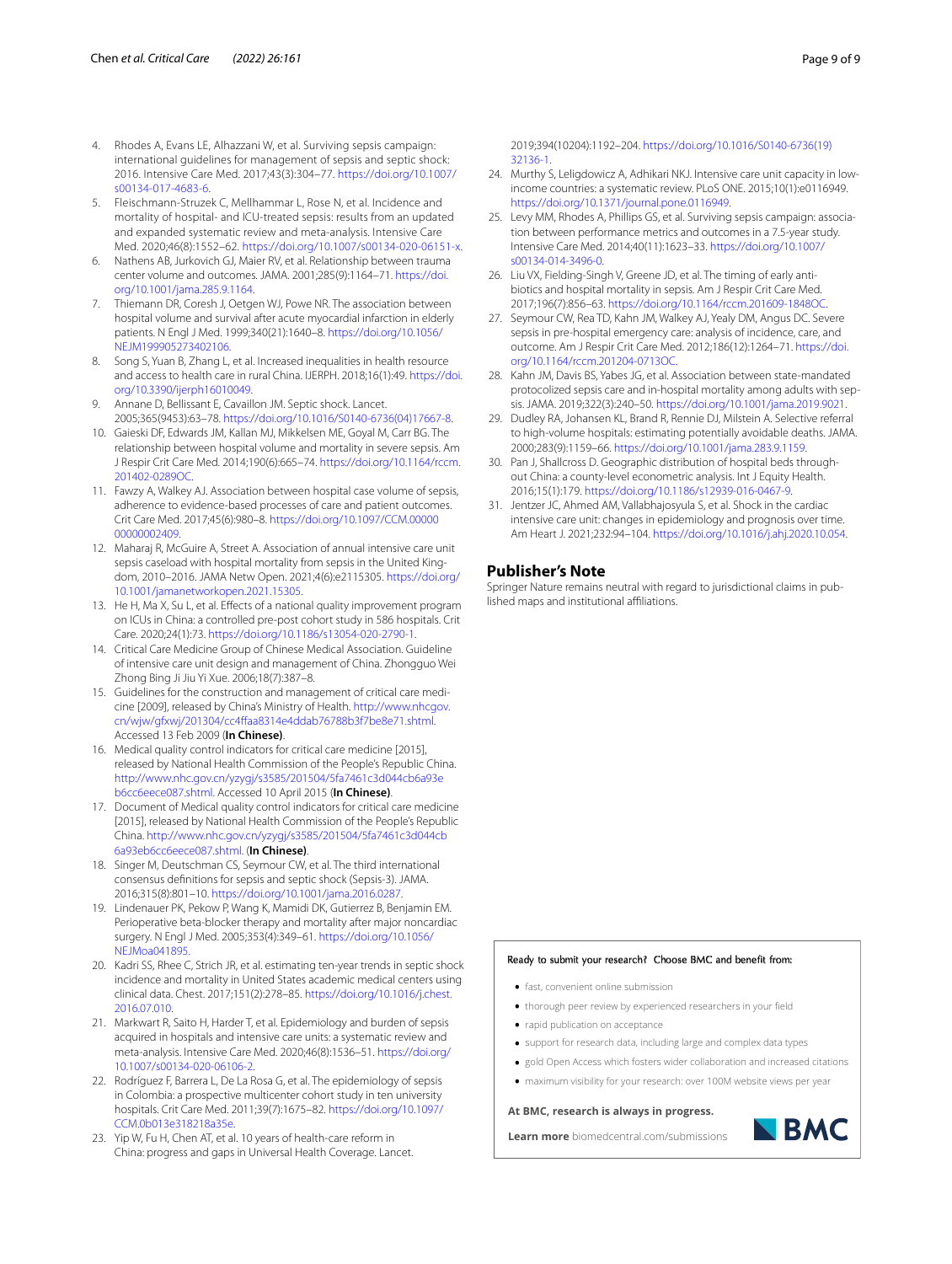4. Rhodes A, Evans LE, Alhazzani W, et al. Surviving sepsis campaign: international guidelines for management of sepsis and septic shock: 2016. Intensive Care Med. 2017;43(3):304–77. https://doi.org/10.1007/s00134-017-4683-6.
5. Fleischmann-Struzek C, Mellhammar L, Rose N, et al. Incidence and mortality of hospital- and ICU-treated sepsis: results from an updated and expanded systematic review and meta-analysis. Intensive Care Med. 2020;46(8):1552–62. https://doi.org/10.1007/s00134-020-06151-x.
6. Nathens AB, Jurkovich GJ, Maier RV, et al. Relationship between trauma center volume and outcomes. JAMA. 2001;285(9):1164–71. https://doi.org/10.1001/jama.285.9.1164.
7. Thiemann DR, Coresh J, Oetgen WJ, Powe NR. The association between hospital volume and survival after acute myocardial infarction in elderly patients. N Engl J Med. 1999;340(21):1640–8. https://doi.org/10.1056/NEJM199905273402106.
8. Song S, Yuan B, Zhang L, et al. Increased inequalities in health resource and access to health care in rural China. IJERPH. 2018;16(1):49. https://doi.org/10.3390/ijerph16010049.
9. Annane D, Bellissant E, Cavaillon JM. Septic shock. Lancet. 2005;365(9453):63–78. https://doi.org/10.1016/S0140-6736(04)17667-8.
10. Gaieski DF, Edwards JM, Kallan MJ, Mikkelsen ME, Goyal M, Carr BG. The relationship between hospital volume and mortality in severe sepsis. Am J Respir Crit Care Med. 2014;190(6):665–74. https://doi.org/10.1164/rccm.201402-0289OC.
11. Fawzy A, Walkey AJ. Association between hospital case volume of sepsis, adherence to evidence-based processes of care and patient outcomes. Crit Care Med. 2017;45(6):980–8. https://doi.org/10.1097/CCM.0000000000002409.
12. Maharaj R, McGuire A, Street A. Association of annual intensive care unit sepsis caseload with hospital mortality from sepsis in the United Kingdom, 2010–2016. JAMA Netw Open. 2021;4(6):e2115305. https://doi.org/10.1001/jamanetworkopen.2021.15305.
13. He H, Ma X, Su L, et al. Effects of a national quality improvement program on ICUs in China: a controlled pre-post cohort study in 586 hospitals. Crit Care. 2020;24(1):73. https://doi.org/10.1186/s13054-020-2790-1.
14. Critical Care Medicine Group of Chinese Medical Association. Guideline of intensive care unit design and management of China. Zhongguo Wei Zhong Bing Ji Jiu Yi Xue. 2006;18(7):387–8.
15. Guidelines for the construction and management of critical care medicine [2009], released by China's Ministry of Health. http://www.nhcgov.cn/wjw/gfxwj/201304/cc4ffaa8314e4ddab76788b3f7be8e71.shtml. Accessed 13 Feb 2009 (**In Chinese**).
16. Medical quality control indicators for critical care medicine [2015], released by National Health Commission of the People's Republic China. http://www.nhc.gov.cn/yzygj/s3585/201504/5fa7461c3d044cb6a93eb6cc6eece087.shtml. Accessed 10 April 2015 (**In Chinese**).
17. Document of Medical quality control indicators for critical care medicine [2015], released by National Health Commission of the People's Republic China. http://www.nhc.gov.cn/yzygj/s3585/201504/5fa7461c3d044cb6a93eb6cc6eece087.shtml. (**In Chinese**).
18. Singer M, Deutschman CS, Seymour CW, et al. The third international consensus definitions for sepsis and septic shock (Sepsis-3). JAMA. 2016;315(8):801–10. https://doi.org/10.1001/jama.2016.0287.
19. Lindenauer PK, Pekow P, Wang K, Mamidi DK, Gutierrez B, Benjamin EM. Perioperative beta-blocker therapy and mortality after major noncardiac surgery. N Engl J Med. 2005;353(4):349–61. https://doi.org/10.1056/NEJMoa041895.
20. Kadri SS, Rhee C, Strich JR, et al. estimating ten-year trends in septic shock incidence and mortality in United States academic medical centers using clinical data. Chest. 2017;151(2):278–85. https://doi.org/10.1016/j.chest.2016.07.010.
21. Markwart R, Saito H, Harder T, et al. Epidemiology and burden of sepsis acquired in hospitals and intensive care units: a systematic review and meta-analysis. Intensive Care Med. 2020;46(8):1536–51. https://doi.org/10.1007/s00134-020-06106-2.
22. Rodríguez F, Barrera L, De La Rosa G, et al. The epidemiology of sepsis in Colombia: a prospective multicenter cohort study in ten university hospitals. Crit Care Med. 2011;39(7):1675–82. https://doi.org/10.1097/CCM.0b013e318218a35e.
23. Yip W, Fu H, Chen AT, et al. 10 years of health-care reform in China: progress and gaps in Universal Health Coverage. Lancet. 2019;394(10204):1192–204. https://doi.org/10.1016/S0140-6736(19)32136-1.
24. Murthy S, Leligdowicz A, Adhikari NKJ. Intensive care unit capacity in low-income countries: a systematic review. PLoS ONE. 2015;10(1):e0116949. https://doi.org/10.1371/journal.pone.0116949.
25. Levy MM, Rhodes A, Phillips GS, et al. Surviving sepsis campaign: association between performance metrics and outcomes in a 7.5-year study. Intensive Care Med. 2014;40(11):1623–33. https://doi.org/10.1007/s00134-014-3496-0.
26. Liu VX, Fielding-Singh V, Greene JD, et al. The timing of early antibiotics and hospital mortality in sepsis. Am J Respir Crit Care Med. 2017;196(7):856–63. https://doi.org/10.1164/rccm.201609-1848OC.
27. Seymour CW, Rea TD, Kahn JM, Walkey AJ, Yealy DM, Angus DC. Severe sepsis in pre-hospital emergency care: analysis of incidence, care, and outcome. Am J Respir Crit Care Med. 2012;186(12):1264–71. https://doi.org/10.1164/rccm.201204-0713OC.
28. Kahn JM, Davis BS, Yabes JG, et al. Association between state-mandated protocolized sepsis care and in-hospital mortality among adults with sepsis. JAMA. 2019;322(3):240–50. https://doi.org/10.1001/jama.2019.9021.
29. Dudley RA, Johansen KL, Brand R, Rennie DJ, Milstein A. Selective referral to high-volume hospitals: estimating potentially avoidable deaths. JAMA. 2000;283(9):1159–66. https://doi.org/10.1001/jama.283.9.1159.
30. Pan J, Shallcross D. Geographic distribution of hospital beds throughout China: a county-level econometric analysis. Int J Equity Health. 2016;15(1):179. https://doi.org/10.1186/s12939-016-0467-9.
31. Jentzer JC, Ahmed AM, Vallabhajosyula S, et al. Shock in the cardiac intensive care unit: changes in epidemiology and prognosis over time. Am Heart J. 2021;232:94–104. https://doi.org/10.1016/j.ahj.2020.10.054.

## Publisher's Note

Springer Nature remains neutral with regard to jurisdictional claims in published maps and institutional affiliations.

Ready to submit your research? Choose BMC and benefit from:

- fast, convenient online submission
- thorough peer review by experienced researchers in your field
- rapid publication on acceptance
- support for research data, including large and complex data types
- gold Open Access which fosters wider collaboration and increased citations
- maximum visibility for your research: over 100M website views per year

**At BMC, research is always in progress.**

**Learn more** biomedcentral.com/submissions

BMC